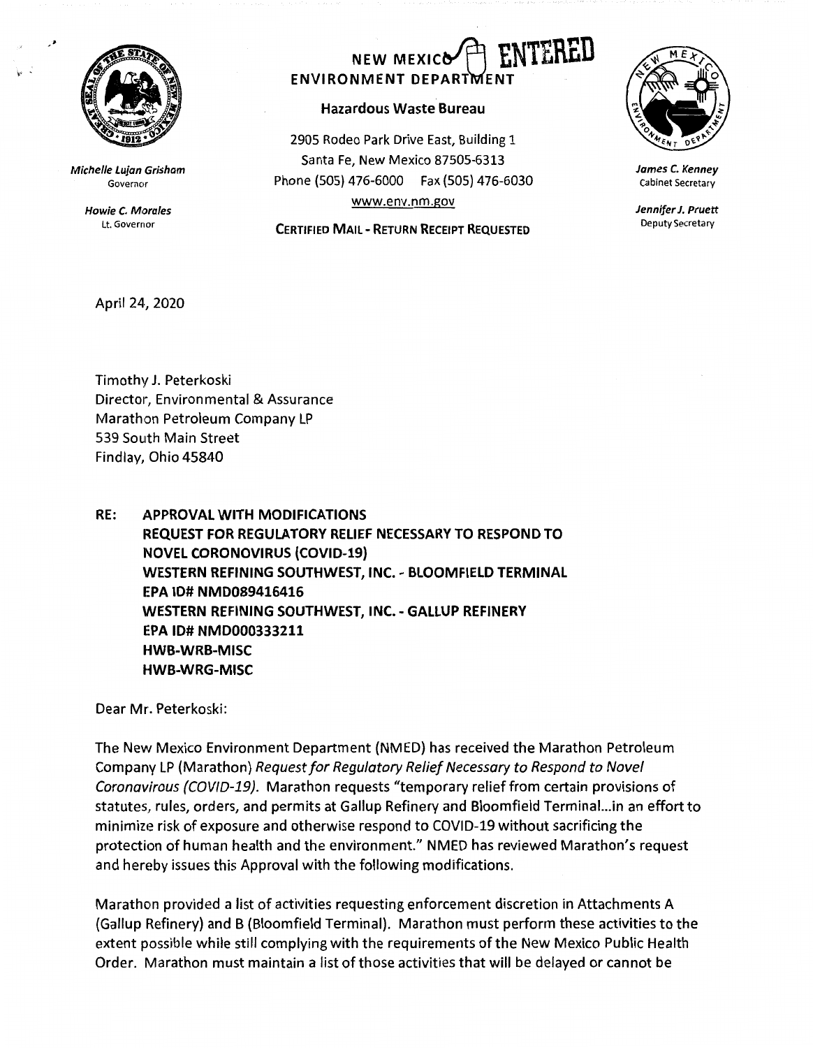Michelle Lujan Grisham
Governor

Howie C. Morales
Lt. Governor

NEW MEXICO ENTERED
ENVIRONMENT DEPARTMENT

**Hazardous Waste Bureau**

2905 Rodeo Park Drive East, Building 1
Santa Fe, New Mexico 87505-6313
Phone (505) 476-6000 Fax (505) 476-6030
www.env.nm.gov

CERTIFIED MAIL - RETURN RECEIPT REQUESTED

James C. Kenney
Cabinet Secretary

Jennifer J. Pruett
Deputy Secretary

April 24, 2020

Timothy J. Peterkoski
Director, Environmental & Assurance
Marathon Petroleum Company LP
539 South Main Street
Findlay, Ohio 45840

**RE: APPROVAL WITH MODIFICATIONS**
**REQUEST FOR REGULATORY RELIEF NECESSARY TO RESPOND TO NOVEL CORONOVIRUS (COVID-19)**
**WESTERN REFINING SOUTHWEST, INC. - BLOOMFIELD TERMINAL**
**EPA ID# NMD089416416**
**WESTERN REFINING SOUTHWEST, INC. - GALLUP REFINERY**
**EPA ID# NMD000333211**
**HWB-WRB-MISC**
**HWB-WRG-MISC**

Dear Mr. Peterkoski:

The New Mexico Environment Department (NMED) has received the Marathon Petroleum Company LP (Marathon) *Request for Regulatory Relief Necessary to Respond to Novel Coronavirous (COVID-19)*. Marathon requests "temporary relief from certain provisions of statutes, rules, orders, and permits at Gallup Refinery and Bloomfield Terminal...in an effort to minimize risk of exposure and otherwise respond to COVID-19 without sacrificing the protection of human health and the environment." NMED has reviewed Marathon's request and hereby issues this Approval with the following modifications.

Marathon provided a list of activities requesting enforcement discretion in Attachments A (Gallup Refinery) and B (Bloomfield Terminal). Marathon must perform these activities to the extent possible while still complying with the requirements of the New Mexico Public Health Order. Marathon must maintain a list of those activities that will be delayed or cannot be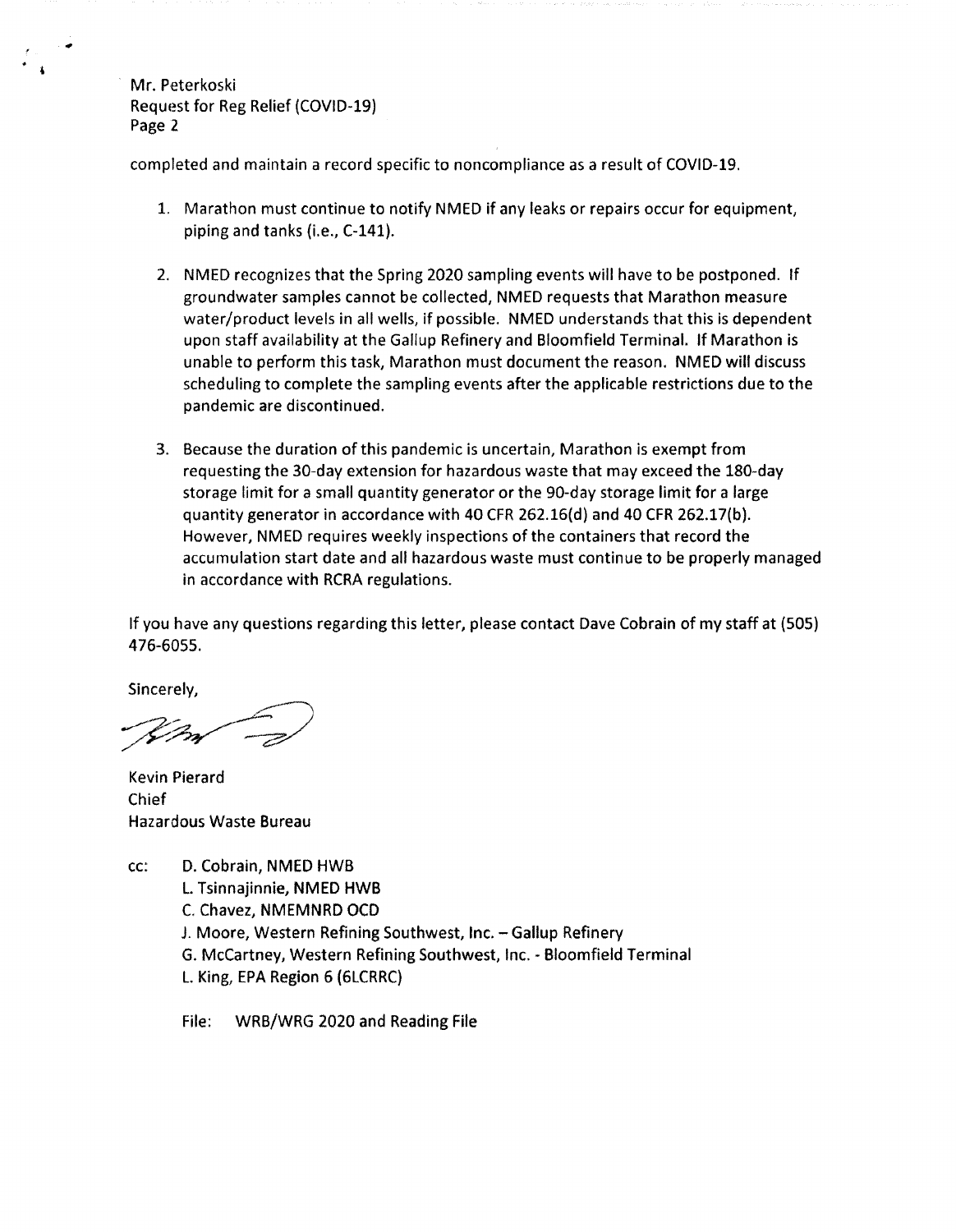completed and maintain a record specific to noncompliance as a result of COVID-19.

1. Marathon must continue to notify NMED if any leaks or repairs occur for equipment, piping and tanks (i.e., C-141).

2. NMED recognizes that the Spring 2020 sampling events will have to be postponed. If groundwater samples cannot be collected, NMED requests that Marathon measure water/product levels in all wells, if possible. NMED understands that this is dependent upon staff availability at the Gallup Refinery and Bloomfield Terminal. If Marathon is unable to perform this task, Marathon must document the reason. NMED will discuss scheduling to complete the sampling events after the applicable restrictions due to the pandemic are discontinued.

3. Because the duration of this pandemic is uncertain, Marathon is exempt from requesting the 30-day extension for hazardous waste that may exceed the 180-day storage limit for a small quantity generator or the 90-day storage limit for a large quantity generator in accordance with 40 CFR 262.16(d) and 40 CFR 262.17(b). However, NMED requires weekly inspections of the containers that record the accumulation start date and all hazardous waste must continue to be properly managed in accordance with RCRA regulations.

If you have any questions regarding this letter, please contact Dave Cobrain of my staff at (505) 476-6055.

Sincerely,

Kevin Pierard
Chief
Hazardous Waste Bureau

cc: D. Cobrain, NMED HWB
L. Tsinnajinnie, NMED HWB
C. Chavez, NMEMNRD OCD
J. Moore, Western Refining Southwest, Inc. – Gallup Refinery
G. McCartney, Western Refining Southwest, Inc. - Bloomfield Terminal
L. King, EPA Region 6 (6LCRRC)

File: WRB/WRG 2020 and Reading File